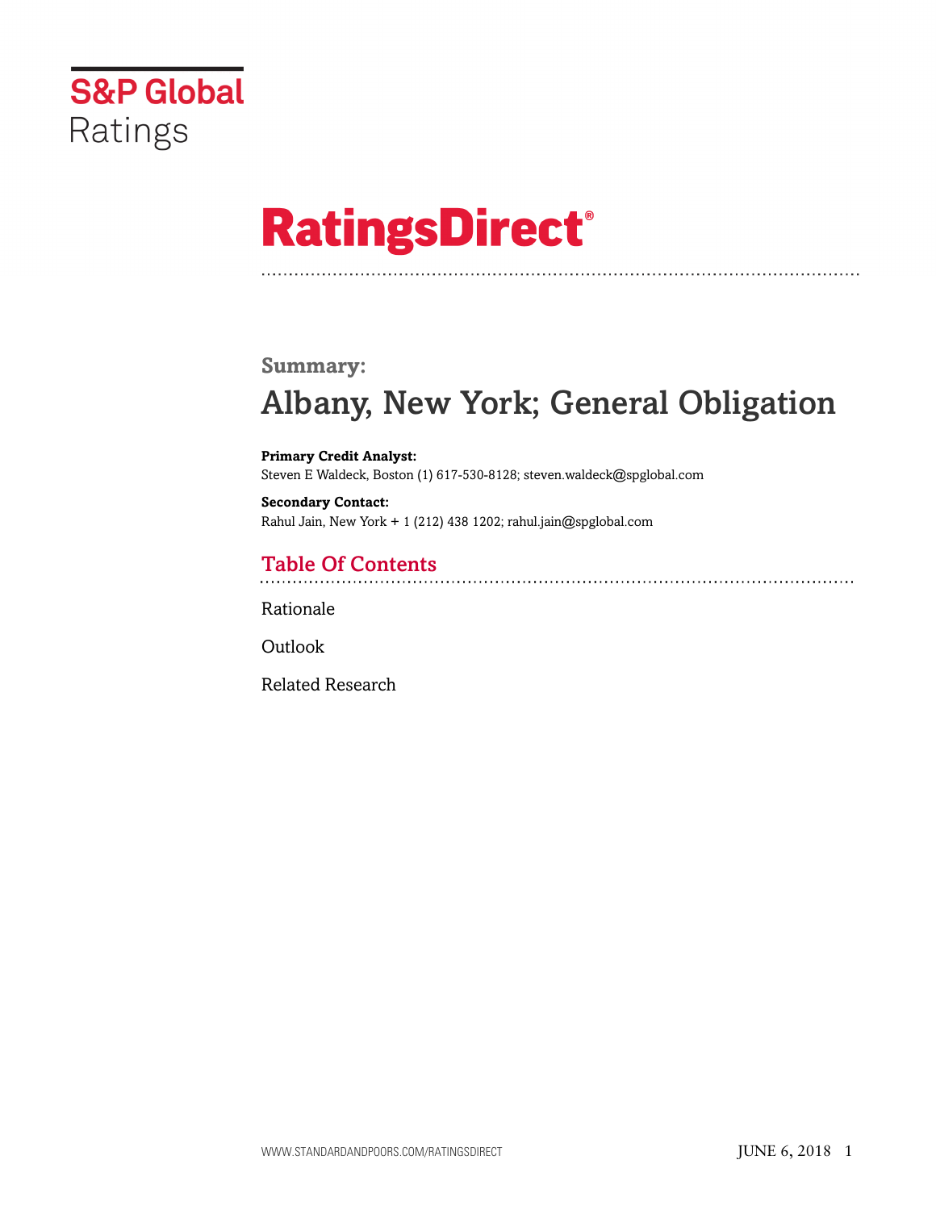S&P Global Ratings

# RatingsDirect®

## Summary:

# Albany, New York; General Obligation

**Primary Credit Analyst:**
Steven E Waldeck, Boston (1) 617-530-8128; steven.waldeck@spglobal.com

**Secondary Contact:**
Rahul Jain, New York + 1 (212) 438 1202; rahul.jain@spglobal.com

## Table Of Contents

Rationale

Outlook

Related Research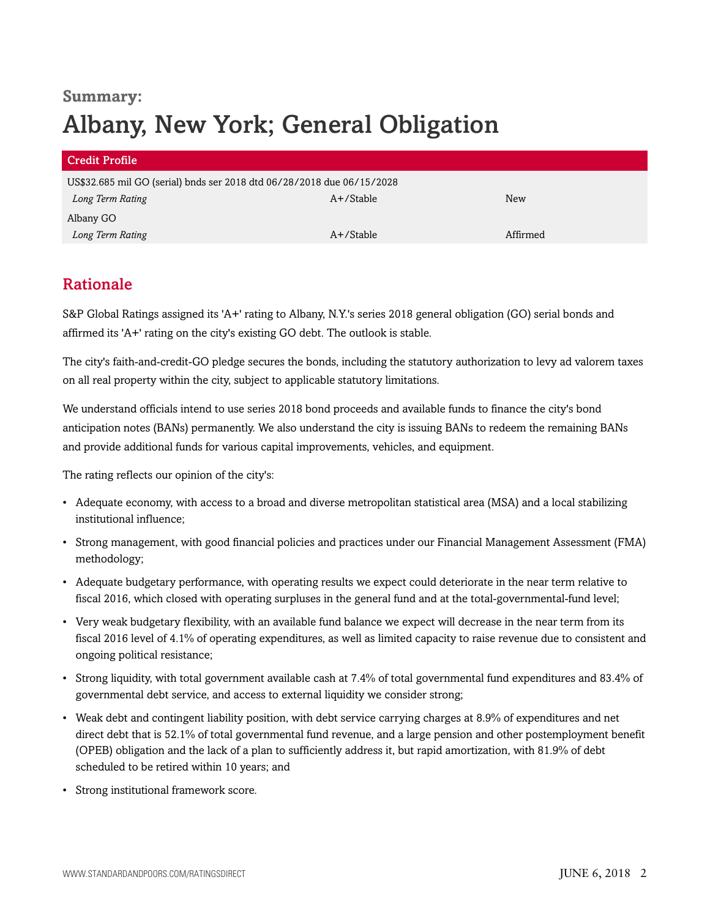**Summary:**

# Albany, New York; General Obligation

| Credit Profile | | |
|---|---|---|
| US$32.685 mil GO (serial) bnds ser 2018 dtd 06/28/2018 due 06/15/2028 | | |
| *Long Term Rating* | A+/Stable | New |
| Albany GO | | |
| *Long Term Rating* | A+/Stable | Affirmed |

## Rationale

S&P Global Ratings assigned its 'A+' rating to Albany, N.Y.'s series 2018 general obligation (GO) serial bonds and affirmed its 'A+' rating on the city's existing GO debt. The outlook is stable.

The city's faith-and-credit-GO pledge secures the bonds, including the statutory authorization to levy ad valorem taxes on all real property within the city, subject to applicable statutory limitations.

We understand officials intend to use series 2018 bond proceeds and available funds to finance the city's bond anticipation notes (BANs) permanently. We also understand the city is issuing BANs to redeem the remaining BANs and provide additional funds for various capital improvements, vehicles, and equipment.

The rating reflects our opinion of the city's:

- Adequate economy, with access to a broad and diverse metropolitan statistical area (MSA) and a local stabilizing institutional influence;
- Strong management, with good financial policies and practices under our Financial Management Assessment (FMA) methodology;
- Adequate budgetary performance, with operating results we expect could deteriorate in the near term relative to fiscal 2016, which closed with operating surpluses in the general fund and at the total-governmental-fund level;
- Very weak budgetary flexibility, with an available fund balance we expect will decrease in the near term from its fiscal 2016 level of 4.1% of operating expenditures, as well as limited capacity to raise revenue due to consistent and ongoing political resistance;
- Strong liquidity, with total government available cash at 7.4% of total governmental fund expenditures and 83.4% of governmental debt service, and access to external liquidity we consider strong;
- Weak debt and contingent liability position, with debt service carrying charges at 8.9% of expenditures and net direct debt that is 52.1% of total governmental fund revenue, and a large pension and other postemployment benefit (OPEB) obligation and the lack of a plan to sufficiently address it, but rapid amortization, with 81.9% of debt scheduled to be retired within 10 years; and
- Strong institutional framework score.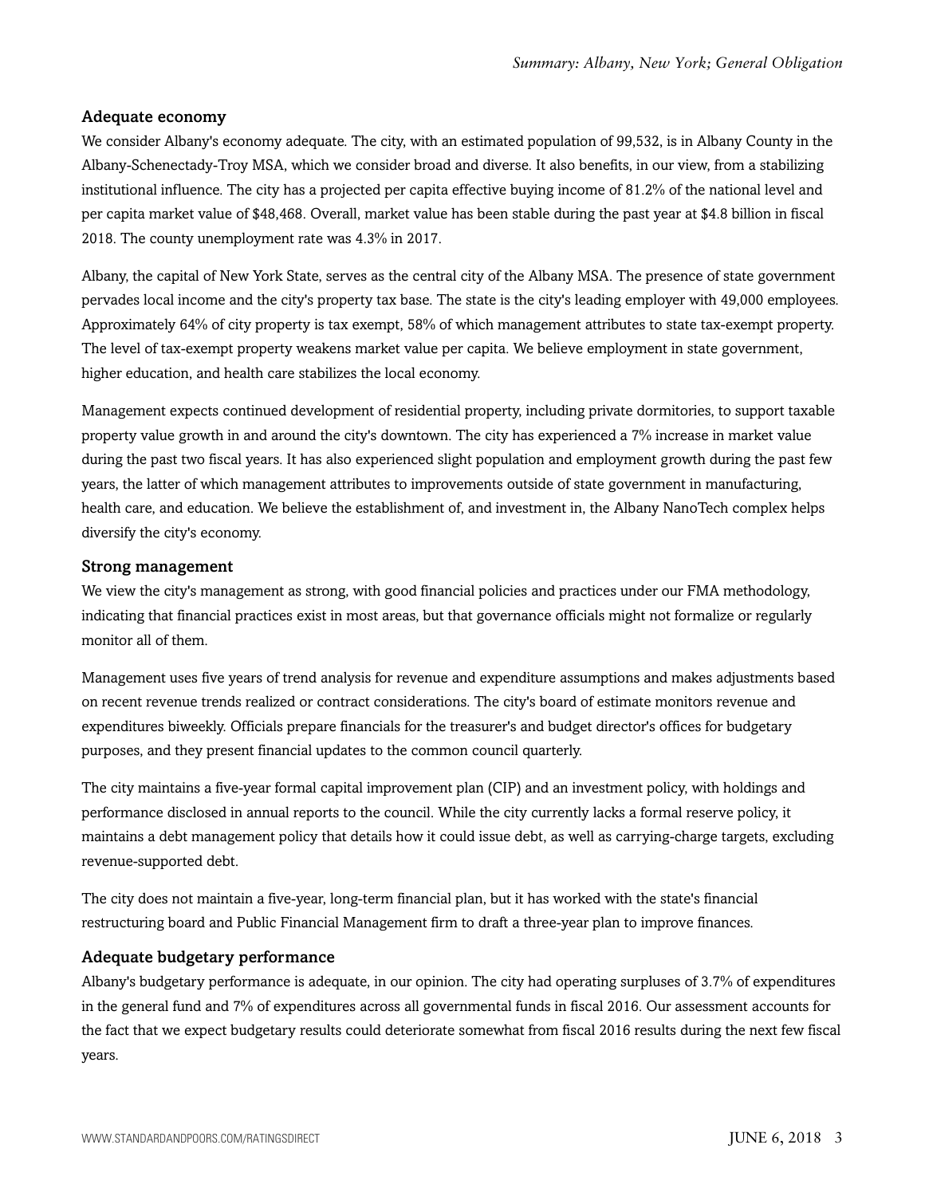### Adequate economy

We consider Albany's economy adequate. The city, with an estimated population of 99,532, is in Albany County in the Albany-Schenectady-Troy MSA, which we consider broad and diverse. It also benefits, in our view, from a stabilizing institutional influence. The city has a projected per capita effective buying income of 81.2% of the national level and per capita market value of $48,468. Overall, market value has been stable during the past year at $4.8 billion in fiscal 2018. The county unemployment rate was 4.3% in 2017.

Albany, the capital of New York State, serves as the central city of the Albany MSA. The presence of state government pervades local income and the city's property tax base. The state is the city's leading employer with 49,000 employees. Approximately 64% of city property is tax exempt, 58% of which management attributes to state tax-exempt property. The level of tax-exempt property weakens market value per capita. We believe employment in state government, higher education, and health care stabilizes the local economy.

Management expects continued development of residential property, including private dormitories, to support taxable property value growth in and around the city's downtown. The city has experienced a 7% increase in market value during the past two fiscal years. It has also experienced slight population and employment growth during the past few years, the latter of which management attributes to improvements outside of state government in manufacturing, health care, and education. We believe the establishment of, and investment in, the Albany NanoTech complex helps diversify the city's economy.

### Strong management

We view the city's management as strong, with good financial policies and practices under our FMA methodology, indicating that financial practices exist in most areas, but that governance officials might not formalize or regularly monitor all of them.

Management uses five years of trend analysis for revenue and expenditure assumptions and makes adjustments based on recent revenue trends realized or contract considerations. The city's board of estimate monitors revenue and expenditures biweekly. Officials prepare financials for the treasurer's and budget director's offices for budgetary purposes, and they present financial updates to the common council quarterly.

The city maintains a five-year formal capital improvement plan (CIP) and an investment policy, with holdings and performance disclosed in annual reports to the council. While the city currently lacks a formal reserve policy, it maintains a debt management policy that details how it could issue debt, as well as carrying-charge targets, excluding revenue-supported debt.

The city does not maintain a five-year, long-term financial plan, but it has worked with the state's financial restructuring board and Public Financial Management firm to draft a three-year plan to improve finances.

### Adequate budgetary performance

Albany's budgetary performance is adequate, in our opinion. The city had operating surpluses of 3.7% of expenditures in the general fund and 7% of expenditures across all governmental funds in fiscal 2016. Our assessment accounts for the fact that we expect budgetary results could deteriorate somewhat from fiscal 2016 results during the next few fiscal years.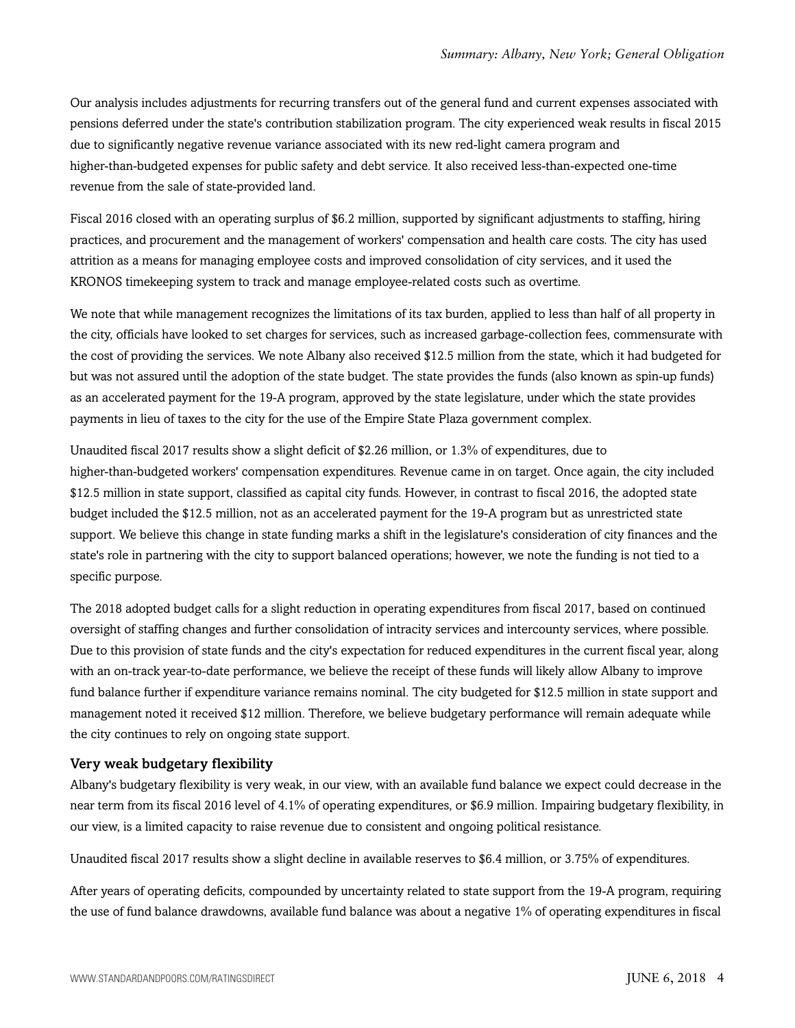Our analysis includes adjustments for recurring transfers out of the general fund and current expenses associated with pensions deferred under the state's contribution stabilization program. The city experienced weak results in fiscal 2015 due to significantly negative revenue variance associated with its new red-light camera program and higher-than-budgeted expenses for public safety and debt service. It also received less-than-expected one-time revenue from the sale of state-provided land.

Fiscal 2016 closed with an operating surplus of $6.2 million, supported by significant adjustments to staffing, hiring practices, and procurement and the management of workers' compensation and health care costs. The city has used attrition as a means for managing employee costs and improved consolidation of city services, and it used the KRONOS timekeeping system to track and manage employee-related costs such as overtime.

We note that while management recognizes the limitations of its tax burden, applied to less than half of all property in the city, officials have looked to set charges for services, such as increased garbage-collection fees, commensurate with the cost of providing the services. We note Albany also received $12.5 million from the state, which it had budgeted for but was not assured until the adoption of the state budget. The state provides the funds (also known as spin-up funds) as an accelerated payment for the 19-A program, approved by the state legislature, under which the state provides payments in lieu of taxes to the city for the use of the Empire State Plaza government complex.

Unaudited fiscal 2017 results show a slight deficit of $2.26 million, or 1.3% of expenditures, due to higher-than-budgeted workers' compensation expenditures. Revenue came in on target. Once again, the city included $12.5 million in state support, classified as capital city funds. However, in contrast to fiscal 2016, the adopted state budget included the $12.5 million, not as an accelerated payment for the 19-A program but as unrestricted state support. We believe this change in state funding marks a shift in the legislature's consideration of city finances and the state's role in partnering with the city to support balanced operations; however, we note the funding is not tied to a specific purpose.

The 2018 adopted budget calls for a slight reduction in operating expenditures from fiscal 2017, based on continued oversight of staffing changes and further consolidation of intracity services and intercounty services, where possible. Due to this provision of state funds and the city's expectation for reduced expenditures in the current fiscal year, along with an on-track year-to-date performance, we believe the receipt of these funds will likely allow Albany to improve fund balance further if expenditure variance remains nominal. The city budgeted for $12.5 million in state support and management noted it received $12 million. Therefore, we believe budgetary performance will remain adequate while the city continues to rely on ongoing state support.

### Very weak budgetary flexibility

Albany's budgetary flexibility is very weak, in our view, with an available fund balance we expect could decrease in the near term from its fiscal 2016 level of 4.1% of operating expenditures, or $6.9 million. Impairing budgetary flexibility, in our view, is a limited capacity to raise revenue due to consistent and ongoing political resistance.

Unaudited fiscal 2017 results show a slight decline in available reserves to $6.4 million, or 3.75% of expenditures.

After years of operating deficits, compounded by uncertainty related to state support from the 19-A program, requiring the use of fund balance drawdowns, available fund balance was about a negative 1% of operating expenditures in fiscal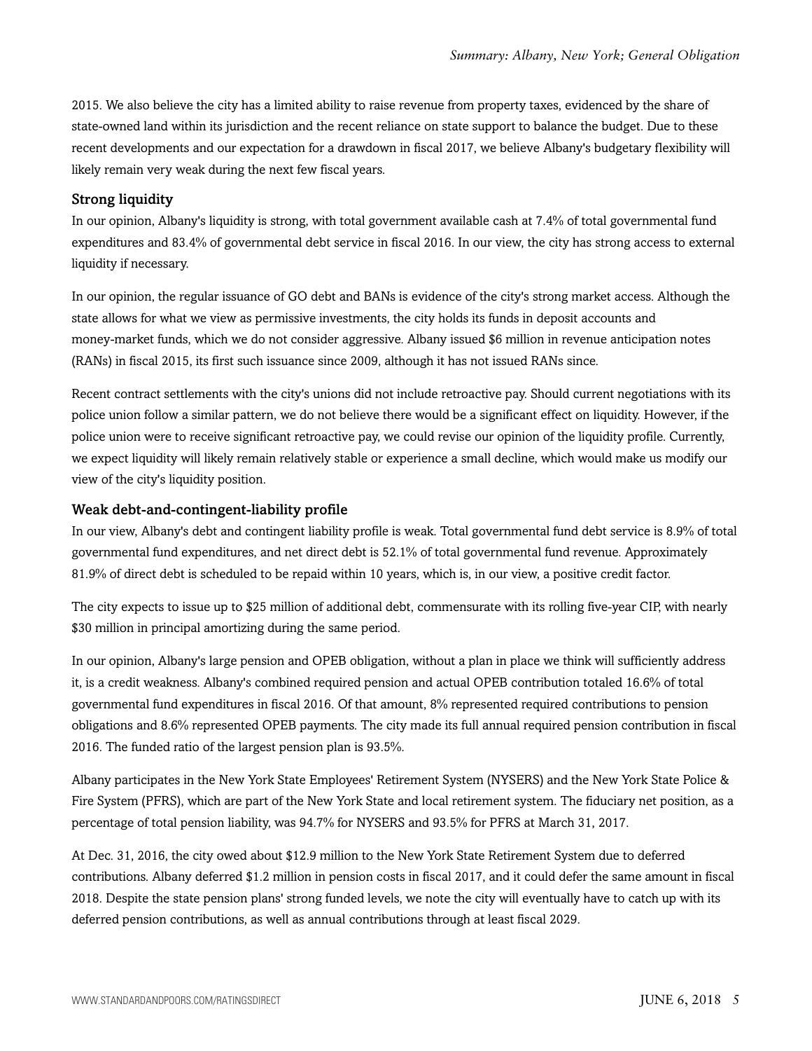2015. We also believe the city has a limited ability to raise revenue from property taxes, evidenced by the share of state-owned land within its jurisdiction and the recent reliance on state support to balance the budget. Due to these recent developments and our expectation for a drawdown in fiscal 2017, we believe Albany's budgetary flexibility will likely remain very weak during the next few fiscal years.

### Strong liquidity

In our opinion, Albany's liquidity is strong, with total government available cash at 7.4% of total governmental fund expenditures and 83.4% of governmental debt service in fiscal 2016. In our view, the city has strong access to external liquidity if necessary.

In our opinion, the regular issuance of GO debt and BANs is evidence of the city's strong market access. Although the state allows for what we view as permissive investments, the city holds its funds in deposit accounts and money-market funds, which we do not consider aggressive. Albany issued $6 million in revenue anticipation notes (RANs) in fiscal 2015, its first such issuance since 2009, although it has not issued RANs since.

Recent contract settlements with the city's unions did not include retroactive pay. Should current negotiations with its police union follow a similar pattern, we do not believe there would be a significant effect on liquidity. However, if the police union were to receive significant retroactive pay, we could revise our opinion of the liquidity profile. Currently, we expect liquidity will likely remain relatively stable or experience a small decline, which would make us modify our view of the city's liquidity position.

### Weak debt-and-contingent-liability profile

In our view, Albany's debt and contingent liability profile is weak. Total governmental fund debt service is 8.9% of total governmental fund expenditures, and net direct debt is 52.1% of total governmental fund revenue. Approximately 81.9% of direct debt is scheduled to be repaid within 10 years, which is, in our view, a positive credit factor.

The city expects to issue up to $25 million of additional debt, commensurate with its rolling five-year CIP, with nearly $30 million in principal amortizing during the same period.

In our opinion, Albany's large pension and OPEB obligation, without a plan in place we think will sufficiently address it, is a credit weakness. Albany's combined required pension and actual OPEB contribution totaled 16.6% of total governmental fund expenditures in fiscal 2016. Of that amount, 8% represented required contributions to pension obligations and 8.6% represented OPEB payments. The city made its full annual required pension contribution in fiscal 2016. The funded ratio of the largest pension plan is 93.5%.

Albany participates in the New York State Employees' Retirement System (NYSERS) and the New York State Police & Fire System (PFRS), which are part of the New York State and local retirement system. The fiduciary net position, as a percentage of total pension liability, was 94.7% for NYSERS and 93.5% for PFRS at March 31, 2017.

At Dec. 31, 2016, the city owed about $12.9 million to the New York State Retirement System due to deferred contributions. Albany deferred $1.2 million in pension costs in fiscal 2017, and it could defer the same amount in fiscal 2018. Despite the state pension plans' strong funded levels, we note the city will eventually have to catch up with its deferred pension contributions, as well as annual contributions through at least fiscal 2029.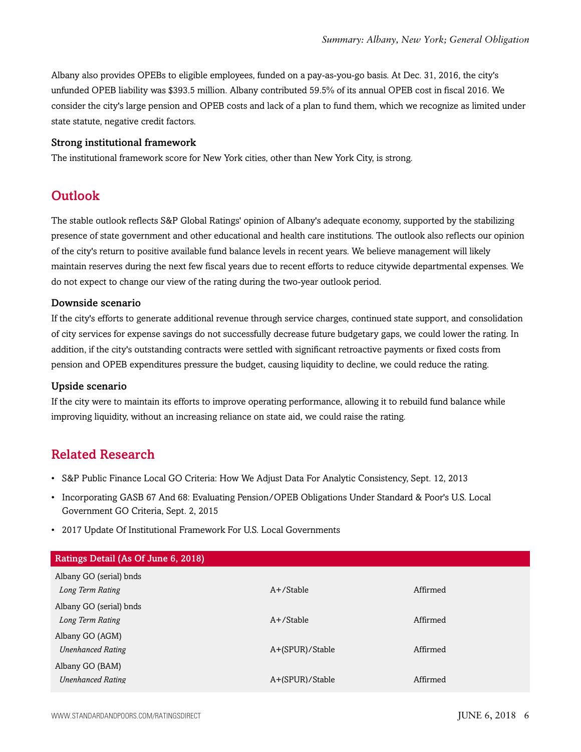Albany also provides OPEBs to eligible employees, funded on a pay-as-you-go basis. At Dec. 31, 2016, the city's unfunded OPEB liability was $393.5 million. Albany contributed 59.5% of its annual OPEB cost in fiscal 2016. We consider the city's large pension and OPEB costs and lack of a plan to fund them, which we recognize as limited under state statute, negative credit factors.

### Strong institutional framework

The institutional framework score for New York cities, other than New York City, is strong.

## Outlook

The stable outlook reflects S&P Global Ratings' opinion of Albany's adequate economy, supported by the stabilizing presence of state government and other educational and health care institutions. The outlook also reflects our opinion of the city's return to positive available fund balance levels in recent years. We believe management will likely maintain reserves during the next few fiscal years due to recent efforts to reduce citywide departmental expenses. We do not expect to change our view of the rating during the two-year outlook period.

### Downside scenario

If the city's efforts to generate additional revenue through service charges, continued state support, and consolidation of city services for expense savings do not successfully decrease future budgetary gaps, we could lower the rating. In addition, if the city's outstanding contracts were settled with significant retroactive payments or fixed costs from pension and OPEB expenditures pressure the budget, causing liquidity to decline, we could reduce the rating.

### Upside scenario

If the city were to maintain its efforts to improve operating performance, allowing it to rebuild fund balance while improving liquidity, without an increasing reliance on state aid, we could raise the rating.

## Related Research

- S&P Public Finance Local GO Criteria: How We Adjust Data For Analytic Consistency, Sept. 12, 2013
- Incorporating GASB 67 And 68: Evaluating Pension/OPEB Obligations Under Standard & Poor's U.S. Local Government GO Criteria, Sept. 2, 2015
- 2017 Update Of Institutional Framework For U.S. Local Governments

| Ratings Detail (As Of June 6, 2018) | | |
|---|---|---|
| Albany GO (serial) bnds | | |
| *Long Term Rating* | A+/Stable | Affirmed |
| Albany GO (serial) bnds | | |
| *Long Term Rating* | A+/Stable | Affirmed |
| Albany GO (AGM) | | |
| *Unenhanced Rating* | A+(SPUR)/Stable | Affirmed |
| Albany GO (BAM) | | |
| *Unenhanced Rating* | A+(SPUR)/Stable | Affirmed |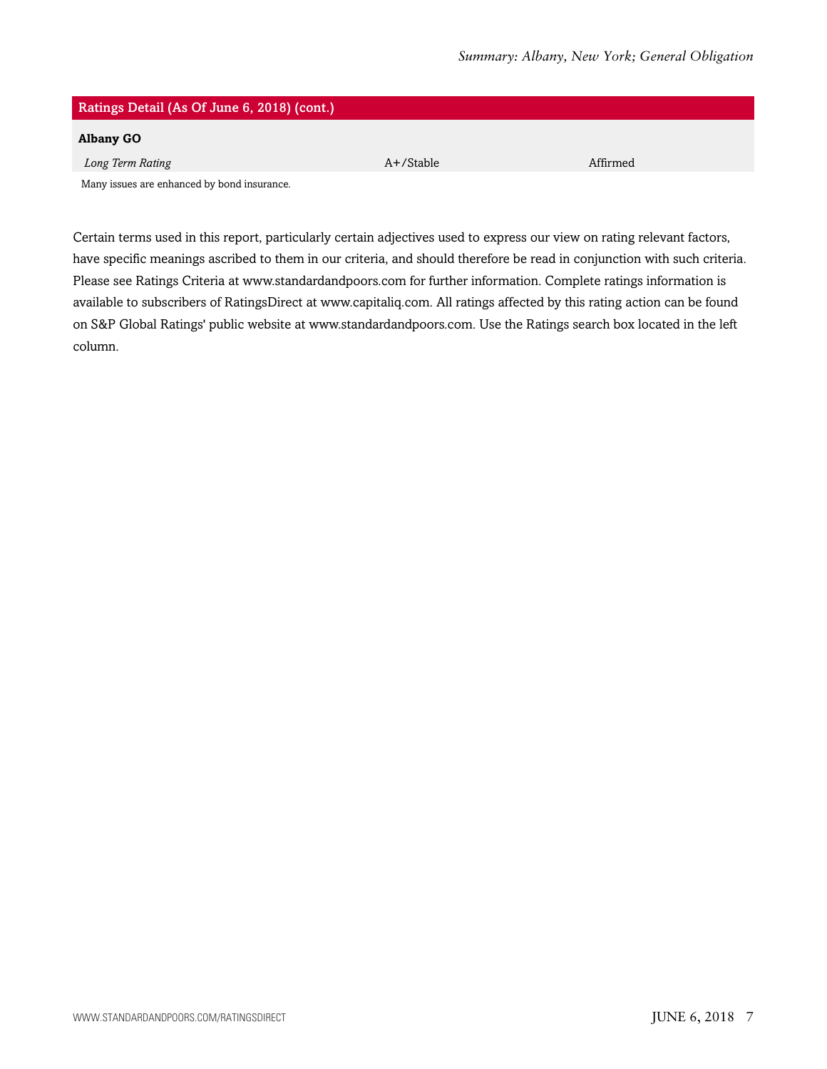| Ratings Detail (As Of June 6, 2018) (cont.) | | |
|---|---|---|
| **Albany GO** | | |
| *Long Term Rating* | A+/Stable | Affirmed |

Many issues are enhanced by bond insurance.

Certain terms used in this report, particularly certain adjectives used to express our view on rating relevant factors, have specific meanings ascribed to them in our criteria, and should therefore be read in conjunction with such criteria. Please see Ratings Criteria at www.standardandpoors.com for further information. Complete ratings information is available to subscribers of RatingsDirect at www.capitaliq.com. All ratings affected by this rating action can be found on S&P Global Ratings' public website at www.standardandpoors.com. Use the Ratings search box located in the left column.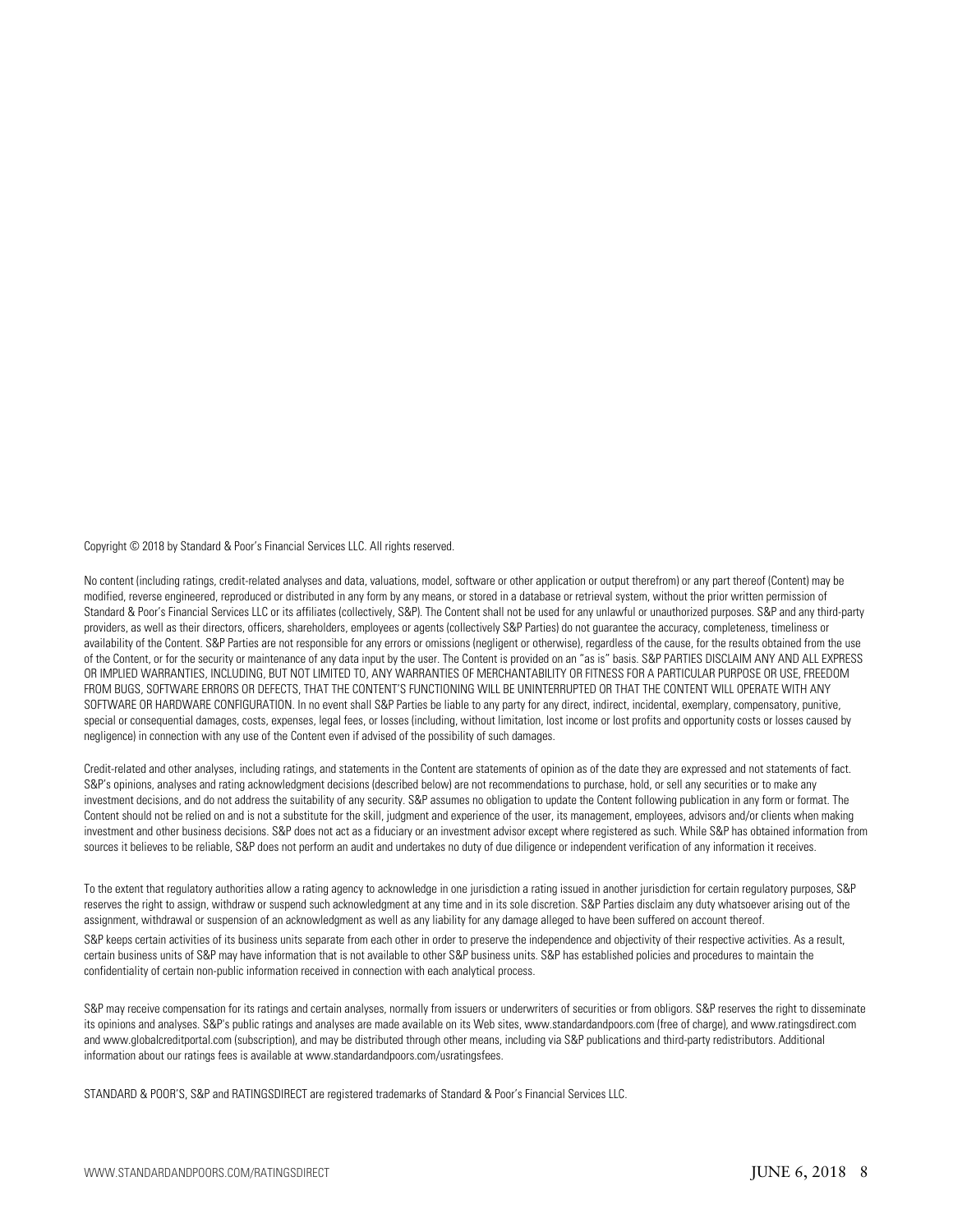Copyright © 2018 by Standard & Poor's Financial Services LLC. All rights reserved.

No content (including ratings, credit-related analyses and data, valuations, model, software or other application or output therefrom) or any part thereof (Content) may be modified, reverse engineered, reproduced or distributed in any form by any means, or stored in a database or retrieval system, without the prior written permission of Standard & Poor's Financial Services LLC or its affiliates (collectively, S&P). The Content shall not be used for any unlawful or unauthorized purposes. S&P and any third-party providers, as well as their directors, officers, shareholders, employees or agents (collectively S&P Parties) do not guarantee the accuracy, completeness, timeliness or availability of the Content. S&P Parties are not responsible for any errors or omissions (negligent or otherwise), regardless of the cause, for the results obtained from the use of the Content, or for the security or maintenance of any data input by the user. The Content is provided on an "as is" basis. S&P PARTIES DISCLAIM ANY AND ALL EXPRESS OR IMPLIED WARRANTIES, INCLUDING, BUT NOT LIMITED TO, ANY WARRANTIES OF MERCHANTABILITY OR FITNESS FOR A PARTICULAR PURPOSE OR USE, FREEDOM FROM BUGS, SOFTWARE ERRORS OR DEFECTS, THAT THE CONTENT'S FUNCTIONING WILL BE UNINTERRUPTED OR THAT THE CONTENT WILL OPERATE WITH ANY SOFTWARE OR HARDWARE CONFIGURATION. In no event shall S&P Parties be liable to any party for any direct, indirect, incidental, exemplary, compensatory, punitive, special or consequential damages, costs, expenses, legal fees, or losses (including, without limitation, lost income or lost profits and opportunity costs or losses caused by negligence) in connection with any use of the Content even if advised of the possibility of such damages.

Credit-related and other analyses, including ratings, and statements in the Content are statements of opinion as of the date they are expressed and not statements of fact. S&P's opinions, analyses and rating acknowledgment decisions (described below) are not recommendations to purchase, hold, or sell any securities or to make any investment decisions, and do not address the suitability of any security. S&P assumes no obligation to update the Content following publication in any form or format. The Content should not be relied on and is not a substitute for the skill, judgment and experience of the user, its management, employees, advisors and/or clients when making investment and other business decisions. S&P does not act as a fiduciary or an investment advisor except where registered as such. While S&P has obtained information from sources it believes to be reliable, S&P does not perform an audit and undertakes no duty of due diligence or independent verification of any information it receives.

To the extent that regulatory authorities allow a rating agency to acknowledge in one jurisdiction a rating issued in another jurisdiction for certain regulatory purposes, S&P reserves the right to assign, withdraw or suspend such acknowledgment at any time and in its sole discretion. S&P Parties disclaim any duty whatsoever arising out of the assignment, withdrawal or suspension of an acknowledgment as well as any liability for any damage alleged to have been suffered on account thereof.

S&P keeps certain activities of its business units separate from each other in order to preserve the independence and objectivity of their respective activities. As a result, certain business units of S&P may have information that is not available to other S&P business units. S&P has established policies and procedures to maintain the confidentiality of certain non-public information received in connection with each analytical process.

S&P may receive compensation for its ratings and certain analyses, normally from issuers or underwriters of securities or from obligors. S&P reserves the right to disseminate its opinions and analyses. S&P's public ratings and analyses are made available on its Web sites, www.standardandpoors.com (free of charge), and www.ratingsdirect.com and www.globalcreditportal.com (subscription), and may be distributed through other means, including via S&P publications and third-party redistributors. Additional information about our ratings fees is available at www.standardandpoors.com/usratingsfees.

STANDARD & POOR'S, S&P and RATINGSDIRECT are registered trademarks of Standard & Poor's Financial Services LLC.